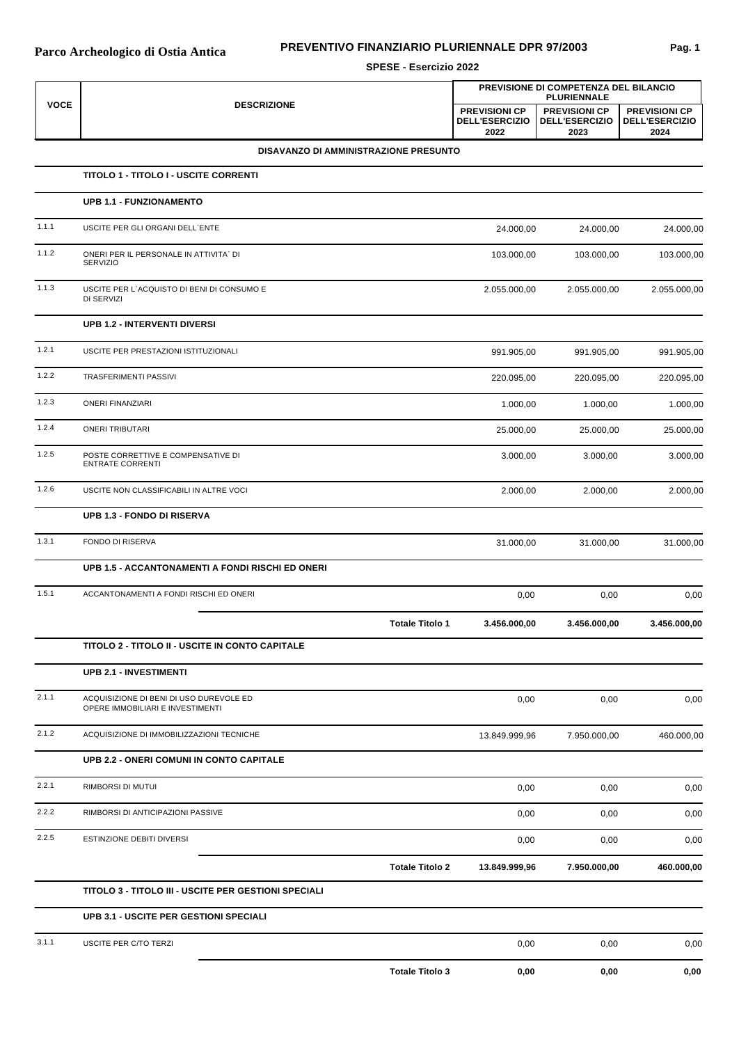# Parco Archeologico di Ostia Antica

## PREVENTIVO FINANZIARIO PLURIENNALE DPR 97/2003

### SPESE - Esercizio 2022

| VOCE | DESCRIZIONE | PREVISIONE DI COMPETENZA DEL BILANCIO PLURIENNALE | | |
|---|---|---|---|---|
| | | PREVISIONI CP DELL'ESERCIZIO 2022 | PREVISIONI CP DELL'ESERCIZIO 2023 | PREVISIONI CP DELL'ESERCIZIO 2024 |
| | **DISAVANZO DI AMMINISTRAZIONE PRESUNTO** | | | |
| | **TITOLO 1 - TITOLO I - USCITE CORRENTI** | | | |
| | **UPB 1.1 - FUNZIONAMENTO** | | | |
| 1.1.1 | USCITE PER GLI ORGANI DELL`ENTE | 24.000,00 | 24.000,00 | 24.000,00 |
| 1.1.2 | ONERI PER IL PERSONALE IN ATTIVITA` DI SERVIZIO | 103.000,00 | 103.000,00 | 103.000,00 |
| 1.1.3 | USCITE PER L`ACQUISTO DI BENI DI CONSUMO E DI SERVIZI | 2.055.000,00 | 2.055.000,00 | 2.055.000,00 |
| | **UPB 1.2 - INTERVENTI DIVERSI** | | | |
| 1.2.1 | USCITE PER PRESTAZIONI ISTITUZIONALI | 991.905,00 | 991.905,00 | 991.905,00 |
| 1.2.2 | TRASFERIMENTI PASSIVI | 220.095,00 | 220.095,00 | 220.095,00 |
| 1.2.3 | ONERI FINANZIARI | 1.000,00 | 1.000,00 | 1.000,00 |
| 1.2.4 | ONERI TRIBUTARI | 25.000,00 | 25.000,00 | 25.000,00 |
| 1.2.5 | POSTE CORRETTIVE E COMPENSATIVE DI ENTRATE CORRENTI | 3.000,00 | 3.000,00 | 3.000,00 |
| 1.2.6 | USCITE NON CLASSIFICABILI IN ALTRE VOCI | 2.000,00 | 2.000,00 | 2.000,00 |
| | **UPB 1.3 - FONDO DI RISERVA** | | | |
| 1.3.1 | FONDO DI RISERVA | 31.000,00 | 31.000,00 | 31.000,00 |
| | **UPB 1.5 - ACCANTONAMENTI A FONDI RISCHI ED ONERI** | | | |
| 1.5.1 | ACCANTONAMENTI A FONDI RISCHI ED ONERI | 0,00 | 0,00 | 0,00 |
| | **Totale Titolo 1** | **3.456.000,00** | **3.456.000,00** | **3.456.000,00** |
| | **TITOLO 2 - TITOLO II - USCITE IN CONTO CAPITALE** | | | |
| | **UPB 2.1 - INVESTIMENTI** | | | |
| 2.1.1 | ACQUISIZIONE DI BENI DI USO DUREVOLE ED OPERE IMMOBILIARI E INVESTIMENTI | 0,00 | 0,00 | 0,00 |
| 2.1.2 | ACQUISIZIONE DI IMMOBILIZZAZIONI TECNICHE | 13.849.999,96 | 7.950.000,00 | 460.000,00 |
| | **UPB 2.2 - ONERI COMUNI IN CONTO CAPITALE** | | | |
| 2.2.1 | RIMBORSI DI MUTUI | 0,00 | 0,00 | 0,00 |
| 2.2.2 | RIMBORSI DI ANTICIPAZIONI PASSIVE | 0,00 | 0,00 | 0,00 |
| 2.2.5 | ESTINZIONE DEBITI DIVERSI | 0,00 | 0,00 | 0,00 |
| | **Totale Titolo 2** | **13.849.999,96** | **7.950.000,00** | **460.000,00** |
| | **TITOLO 3 - TITOLO III - USCITE PER GESTIONI SPECIALI** | | | |
| | **UPB 3.1 - USCITE PER GESTIONI SPECIALI** | | | |
| 3.1.1 | USCITE PER C/TO TERZI | 0,00 | 0,00 | 0,00 |
| | **Totale Titolo 3** | **0,00** | **0,00** | **0,00** |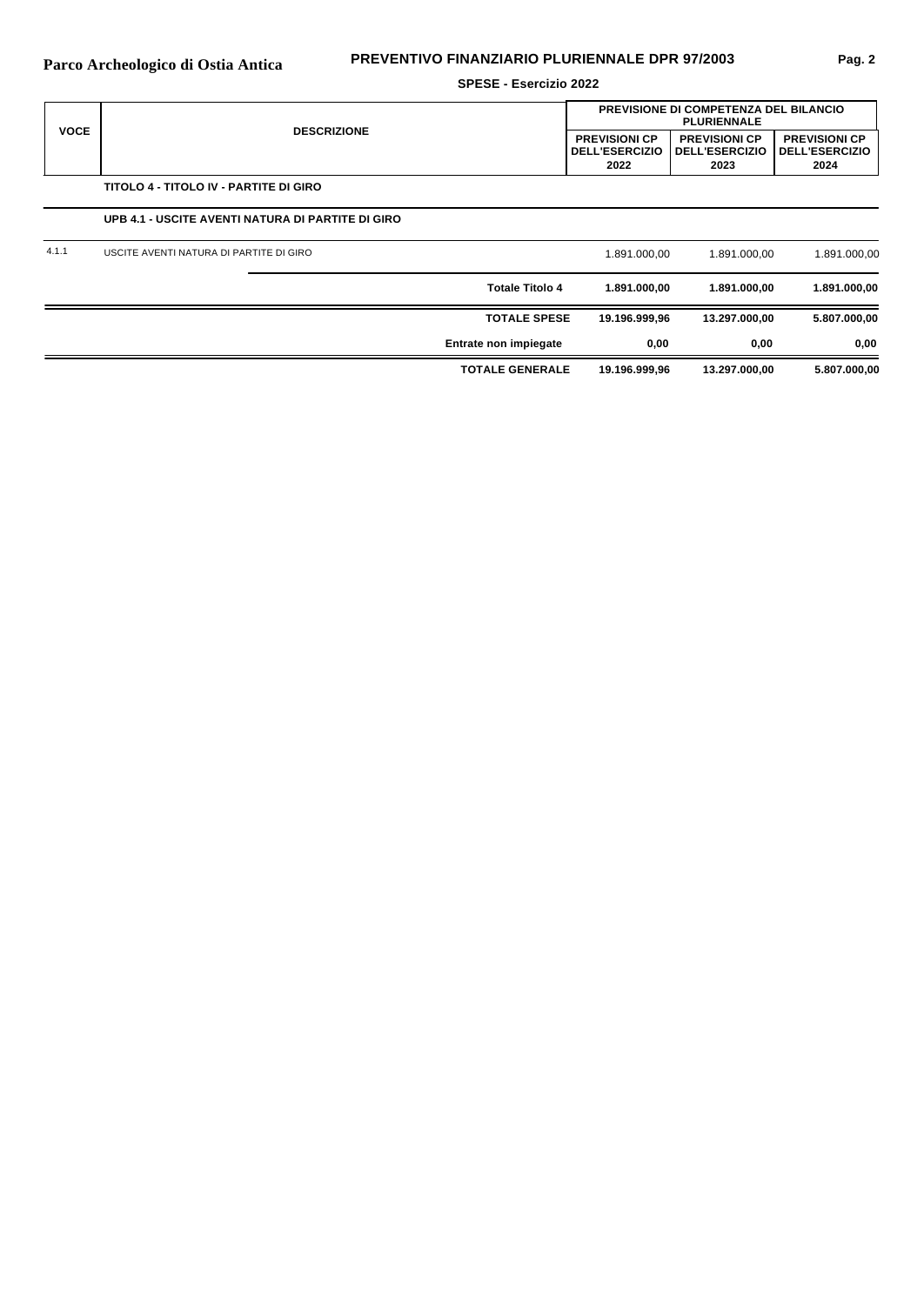# Parco Archeologico di Ostia Antica

## PREVENTIVO FINANZIARIO PLURIENNALE DPR 97/2003

### SPESE - Esercizio 2022

| VOCE | DESCRIZIONE | PREVISIONE DI COMPETENZA DEL BILANCIO PLURIENNALE | | |
|---|---|---|---|---|
| | | PREVISIONI CP DELL'ESERCIZIO 2022 | PREVISIONI CP DELL'ESERCIZIO 2023 | PREVISIONI CP DELL'ESERCIZIO 2024 |
| | **TITOLO 4 - TITOLO IV - PARTITE DI GIRO** | | | |
| | **UPB 4.1 - USCITE AVENTI NATURA DI PARTITE DI GIRO** | | | |
| 4.1.1 | USCITE AVENTI NATURA DI PARTITE DI GIRO | 1.891.000,00 | 1.891.000,00 | 1.891.000,00 |
| | **Totale Titolo 4** | **1.891.000,00** | **1.891.000,00** | **1.891.000,00** |
| | **TOTALE SPESE** | **19.196.999,96** | **13.297.000,00** | **5.807.000,00** |
| | **Entrate non impiegate** | **0,00** | **0,00** | **0,00** |
| | **TOTALE GENERALE** | **19.196.999,96** | **13.297.000,00** | **5.807.000,00** |